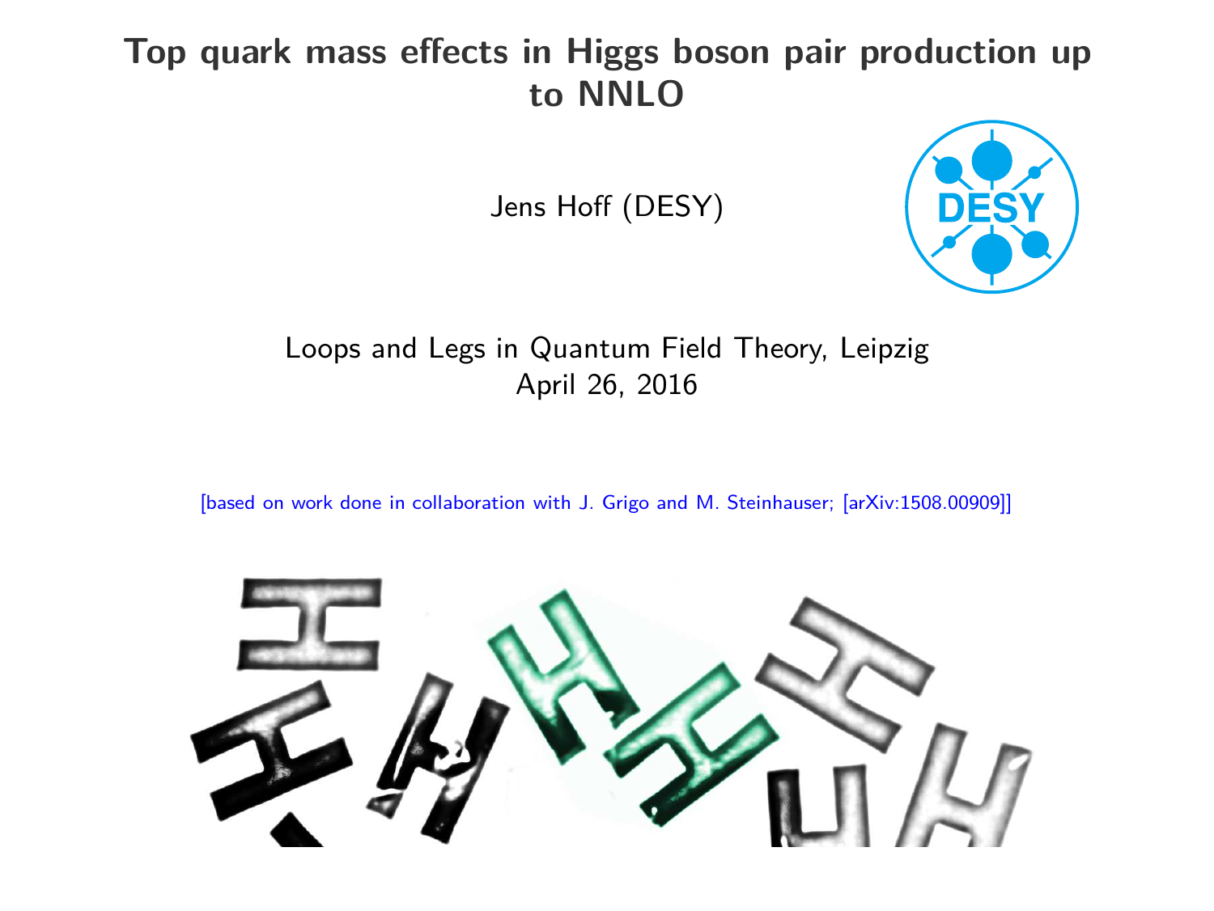# Top quark mass effects in Higgs boson pair production up to NNLO

Jens Hoff (DESY)

Loops and Legs in Quantum Field Theory, Leipzig
April 26, 2016

[based on work done in collaboration with J. Grigo and M. Steinhauser; [arXiv:1508.00909]]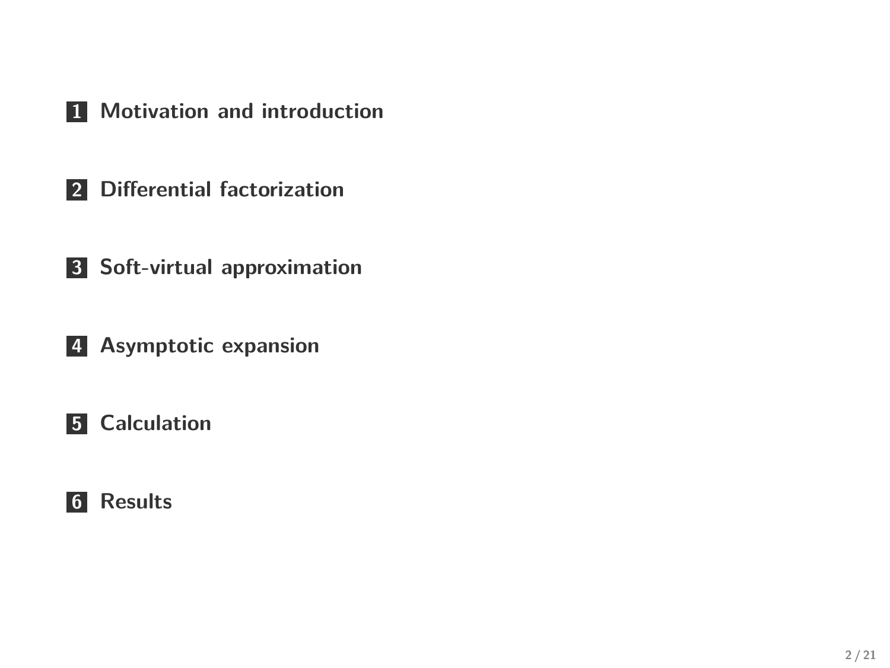1. **Motivation and introduction**
2. **Differential factorization**
3. **Soft-virtual approximation**
4. **Asymptotic expansion**
5. **Calculation**
6. **Results**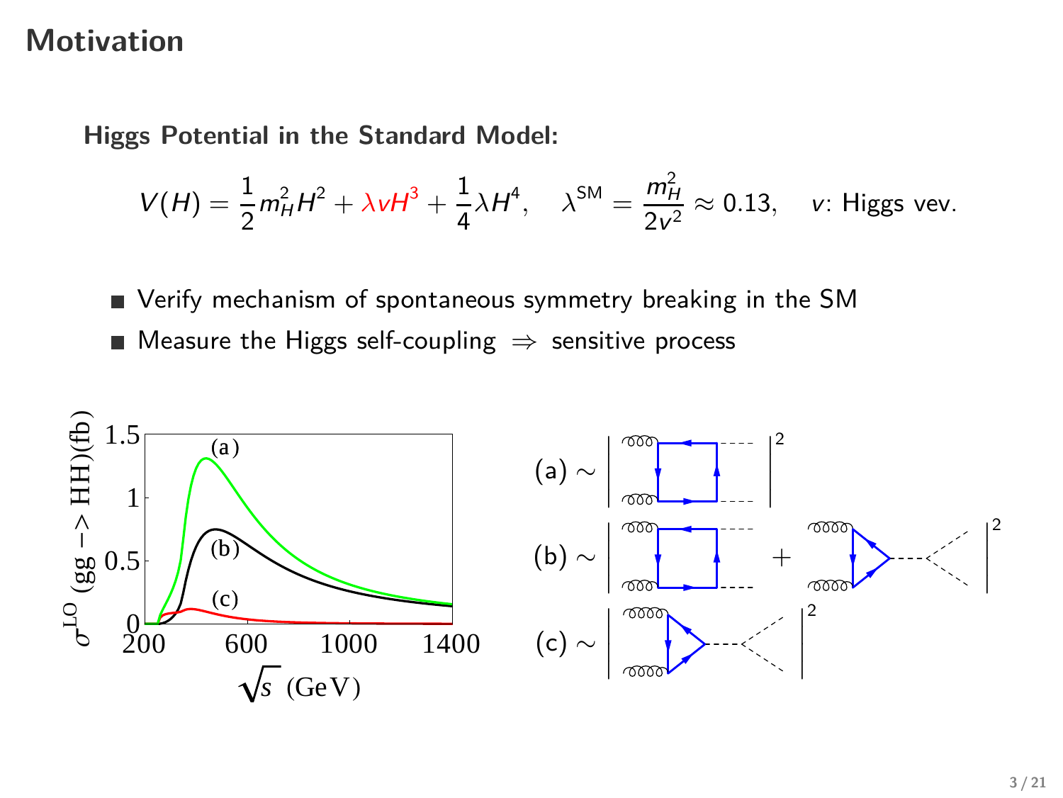# Motivation

**Higgs Potential in the Standard Model:**

$$V(H) = \frac{1}{2}m_H^2 H^2 + \lambda v H^3 + \frac{1}{4}\lambda H^4, \quad \lambda^{SM} = \frac{m_H^2}{2v^2} \approx 0.13, \quad v\text{: Higgs vev.}$$

- Verify mechanism of spontaneous symmetry breaking in the SM
- Measure the Higgs self-coupling $\Rightarrow$ sensitive process

$\sigma^{LO}$ (gg −> HH)(fb) vs. $\sqrt{s}$ (GeV): curves (a), (b), (c)

(a) $\sim \left| \text{box} \right|^2$

(b) $\sim \left| \text{box} + \text{triangle} \right|^2$

(c) $\sim \left| \text{triangle} \right|^2$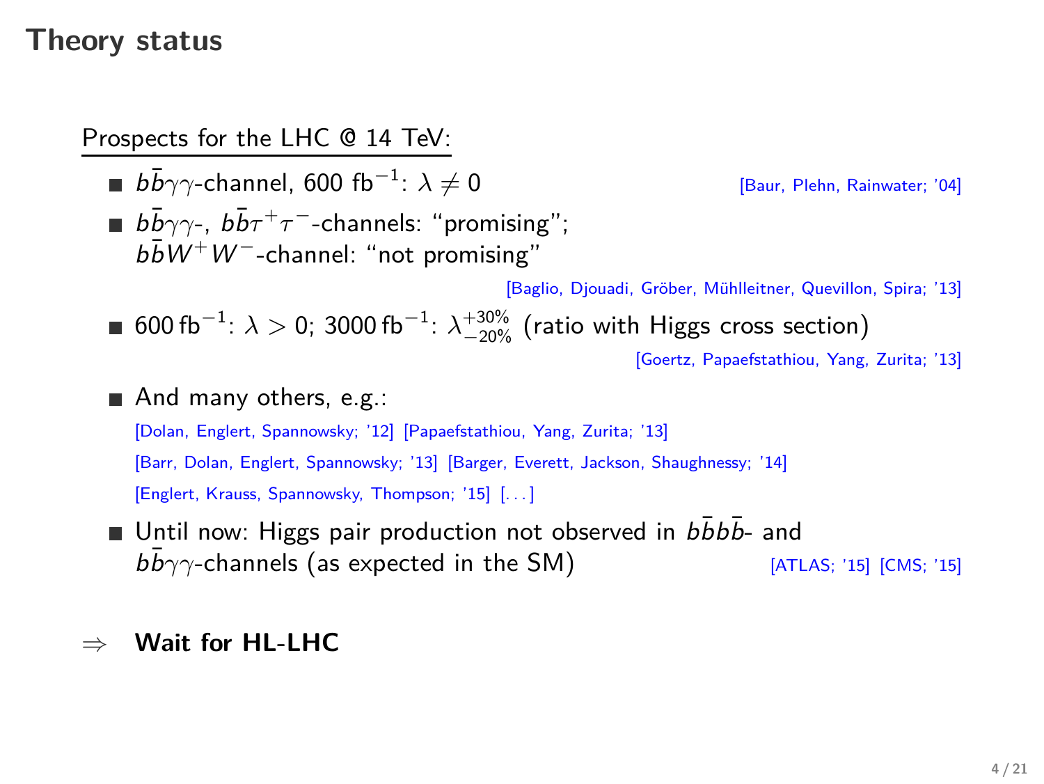# Theory status

Prospects for the LHC @ 14 TeV:

- $b\bar{b}\gamma\gamma$-channel, 600 fb$^{-1}$: $\lambda \neq 0$ [Baur, Plehn, Rainwater; '04]
- $b\bar{b}\gamma\gamma$-, $b\bar{b}\tau^+\tau^-$-channels: "promising"; $b\bar{b}W^+W^-$-channel: "not promising"
  [Baglio, Djouadi, Gröber, Mühlleitner, Quevillon, Spira; '13]
- 600 fb$^{-1}$: $\lambda > 0$; 3000 fb$^{-1}$: $\lambda^{+30\%}_{-20\%}$ (ratio with Higgs cross section)
  [Goertz, Papaefstathiou, Yang, Zurita; '13]
- And many others, e.g.:
  [Dolan, Englert, Spannowsky; '12] [Papaefstathiou, Yang, Zurita; '13]
  [Barr, Dolan, Englert, Spannowsky; '13] [Barger, Everett, Jackson, Shaughnessy; '14]
  [Englert, Krauss, Spannowsky, Thompson; '15] [...]
- Until now: Higgs pair production not observed in $b\bar{b}b\bar{b}$- and $b\bar{b}\gamma\gamma$-channels (as expected in the SM) [ATLAS; '15] [CMS; '15]

$\Rightarrow$ **Wait for HL-LHC**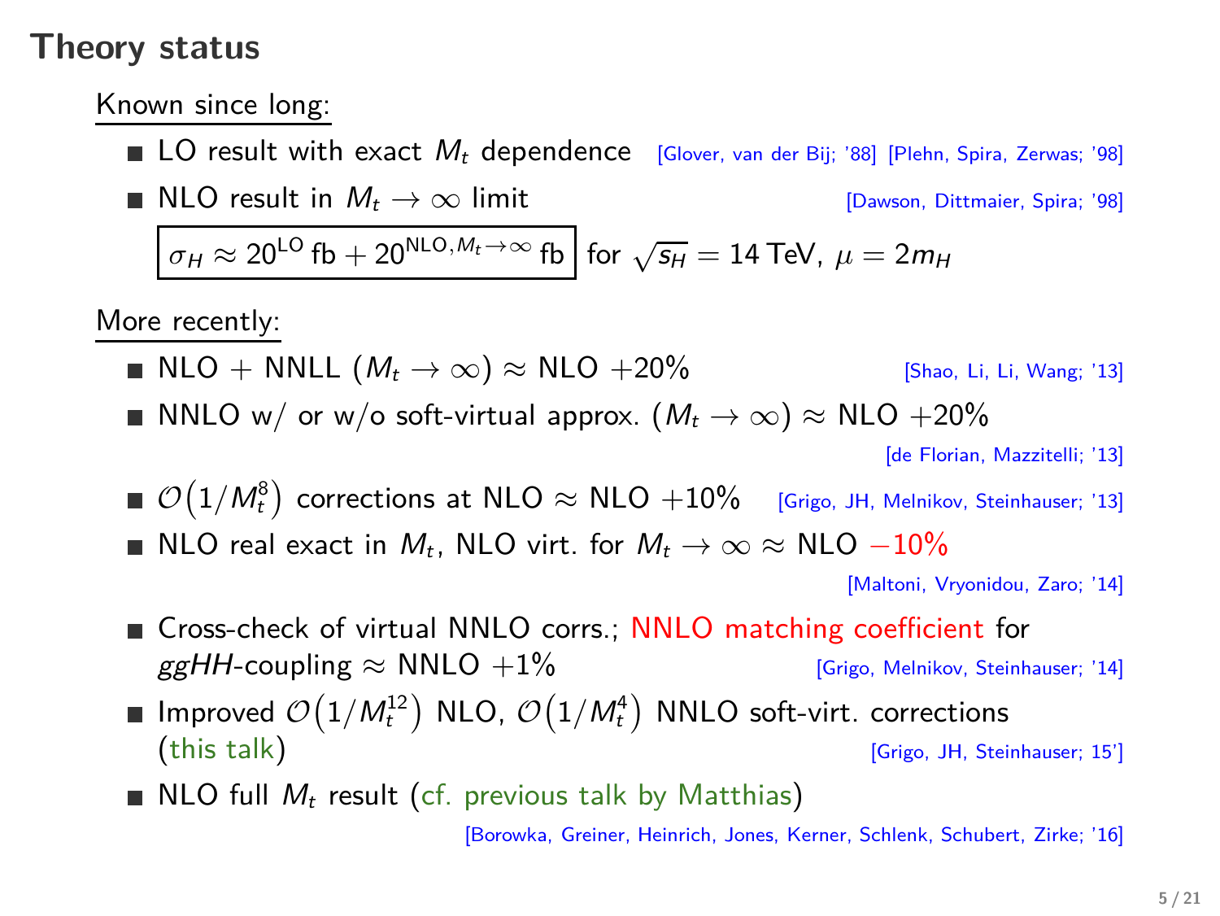# Theory status

Known since long:

- LO result with exact $M_t$ dependence [Glover, van der Bij; '88] [Plehn, Spira, Zerwas; '98]
- NLO result in $M_t \to \infty$ limit [Dawson, Dittmaier, Spira; '98]

$$\boxed{\sigma_H \approx 20^{\text{LO}}\,\text{fb} + 20^{\text{NLO},M_t\to\infty}\,\text{fb}} \text{ for } \sqrt{s_H} = 14\,\text{TeV},\ \mu = 2m_H$$

More recently:

- NLO + NNLL ($M_t \to \infty$) $\approx$ NLO $+20\%$ [Shao, Li, Li, Wang; '13]
- NNLO w/ or w/o soft-virtual approx. ($M_t \to \infty$) $\approx$ NLO $+20\%$ [de Florian, Mazzitelli; '13]
- $\mathcal{O}\left(1/M_t^8\right)$ corrections at NLO $\approx$ NLO $+10\%$ [Grigo, JH, Melnikov, Steinhauser; '13]
- NLO real exact in $M_t$, NLO virt. for $M_t \to \infty$ $\approx$ NLO $-10\%$ [Maltoni, Vryonidou, Zaro; '14]
- Cross-check of virtual NNLO corrs.; NNLO matching coefficient for $ggHH$-coupling $\approx$ NNLO $+1\%$ [Grigo, Melnikov, Steinhauser; '14]
- Improved $\mathcal{O}\left(1/M_t^{12}\right)$ NLO, $\mathcal{O}\left(1/M_t^4\right)$ NNLO soft-virt. corrections (this talk) [Grigo, JH, Steinhauser; 15']
- NLO full $M_t$ result (cf. previous talk by Matthias) [Borowka, Greiner, Heinrich, Jones, Kerner, Schlenk, Schubert, Zirke; '16]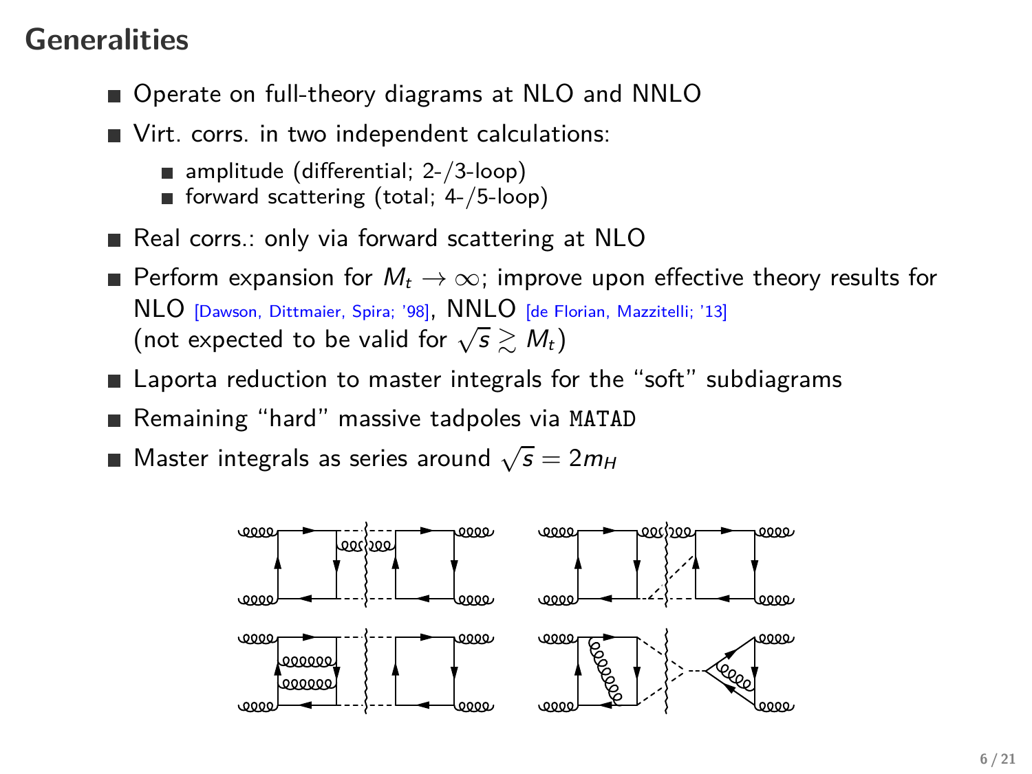# Generalities

- Operate on full-theory diagrams at NLO and NNLO
- Virt. corrs. in two independent calculations:
  - amplitude (differential; 2-/3-loop)
  - forward scattering (total; 4-/5-loop)
- Real corrs.: only via forward scattering at NLO
- Perform expansion for $M_t \to \infty$; improve upon effective theory results for NLO [Dawson, Dittmaier, Spira; '98], NNLO [de Florian, Mazzitelli; '13] (not expected to be valid for $\sqrt{s} \gtrsim M_t$)
- Laporta reduction to master integrals for the "soft" subdiagrams
- Remaining "hard" massive tadpoles via MATAD
- Master integrals as series around $\sqrt{s} = 2m_H$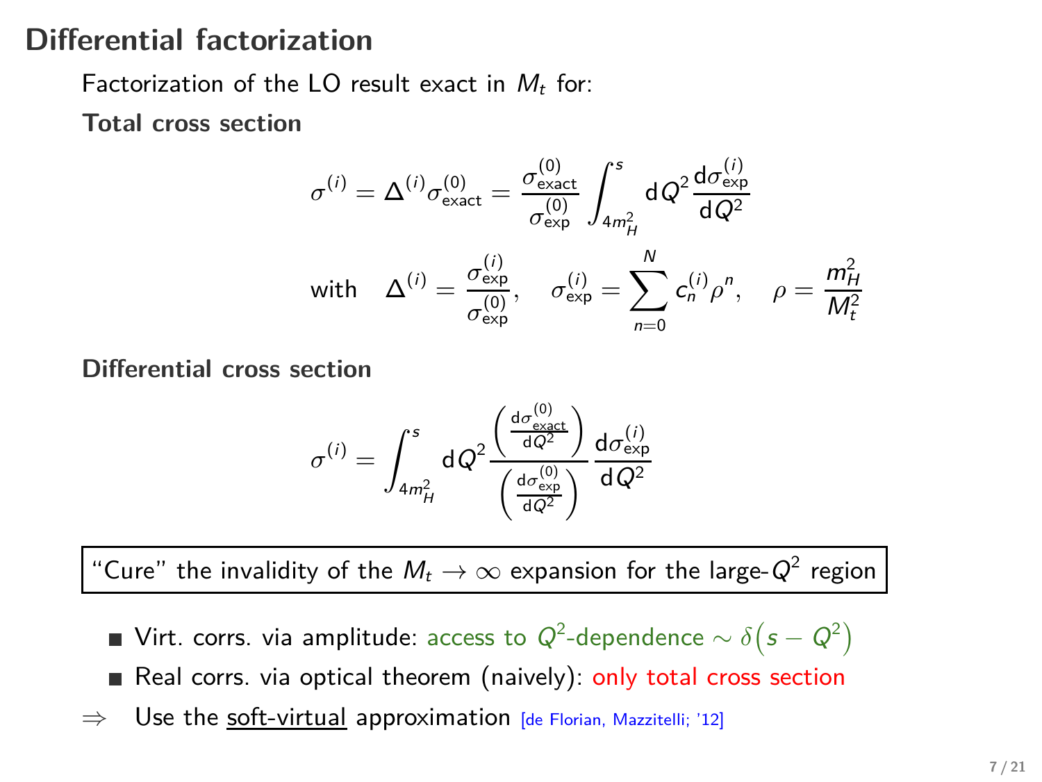# Differential factorization

Factorization of the LO result exact in $M_t$ for:

**Total cross section**

$$\sigma^{(i)} = \Delta^{(i)} \sigma^{(0)}_{\text{exact}} = \frac{\sigma^{(0)}_{\text{exact}}}{\sigma^{(0)}_{\text{exp}}} \int_{4m_H^2}^{s} \mathrm{d}Q^2 \frac{\mathrm{d}\sigma^{(i)}_{\text{exp}}}{\mathrm{d}Q^2}$$

$$\text{with} \quad \Delta^{(i)} = \frac{\sigma^{(i)}_{\text{exp}}}{\sigma^{(0)}_{\text{exp}}}, \quad \sigma^{(i)}_{\text{exp}} = \sum_{n=0}^{N} c_n^{(i)} \rho^n, \quad \rho = \frac{m_H^2}{M_t^2}$$

**Differential cross section**

$$\sigma^{(i)} = \int_{4m_H^2}^{s} \mathrm{d}Q^2 \frac{\left(\frac{\mathrm{d}\sigma^{(0)}_{\text{exact}}}{\mathrm{d}Q^2}\right)}{\left(\frac{\mathrm{d}\sigma^{(0)}_{\text{exp}}}{\mathrm{d}Q^2}\right)} \frac{\mathrm{d}\sigma^{(i)}_{\text{exp}}}{\mathrm{d}Q^2}$$

"Cure" the invalidity of the $M_t \to \infty$ expansion for the large-$Q^2$ region

- Virt. corrs. via amplitude: access to $Q^2$-dependence $\sim \delta\left(s - Q^2\right)$
- Real corrs. via optical theorem (naively): only total cross section

$\Rightarrow$ Use the soft-virtual approximation [de Florian, Mazzitelli; '12]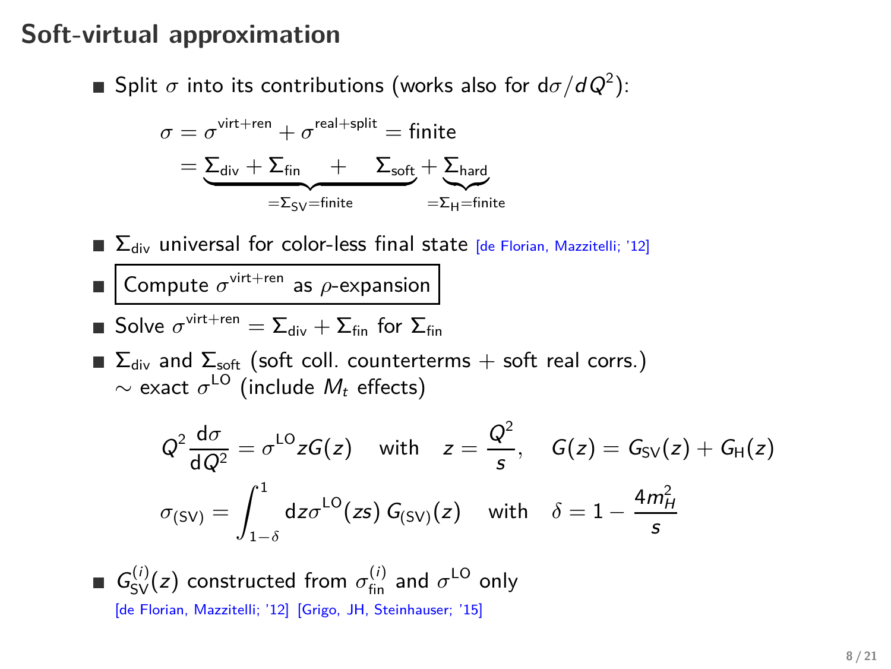## Soft-virtual approximation

- Split $\sigma$ into its contributions (works also for $\mathrm{d}\sigma/dQ^2$):

$$\sigma = \sigma^{\text{virt+ren}} + \sigma^{\text{real+split}} = \text{finite}$$
$$= \underbrace{\Sigma_{\text{div}} + \Sigma_{\text{fin}} \quad + \quad \Sigma_{\text{soft}}}_{=\Sigma_{\text{SV}}=\text{finite}} + \underbrace{\Sigma_{\text{hard}}}_{=\Sigma_{\text{H}}=\text{finite}}$$

- $\Sigma_{\text{div}}$ universal for color-less final state [de Florian, Mazzitelli; '12]
- Compute $\sigma^{\text{virt+ren}}$ as $\rho$-expansion
- Solve $\sigma^{\text{virt+ren}} = \Sigma_{\text{div}} + \Sigma_{\text{fin}}$ for $\Sigma_{\text{fin}}$
- $\Sigma_{\text{div}}$ and $\Sigma_{\text{soft}}$ (soft coll. counterterms + soft real corrs.) $\sim$ exact $\sigma^{\text{LO}}$ (include $M_t$ effects)

$$Q^2 \frac{\mathrm{d}\sigma}{\mathrm{d}Q^2} = \sigma^{\text{LO}} z G(z) \quad \text{with} \quad z = \frac{Q^2}{s}, \quad G(z) = G_{\text{SV}}(z) + G_{\text{H}}(z)$$

$$\sigma_{(\text{SV})} = \int_{1-\delta}^{1} \mathrm{d}z \sigma^{\text{LO}}(zs)\, G_{(\text{SV})}(z) \quad \text{with} \quad \delta = 1 - \frac{4m_H^2}{s}$$

- $G_{\text{SV}}^{(i)}(z)$ constructed from $\sigma_{\text{fin}}^{(i)}$ and $\sigma^{\text{LO}}$ only
[de Florian, Mazzitelli; '12] [Grigo, JH, Steinhauser; '15]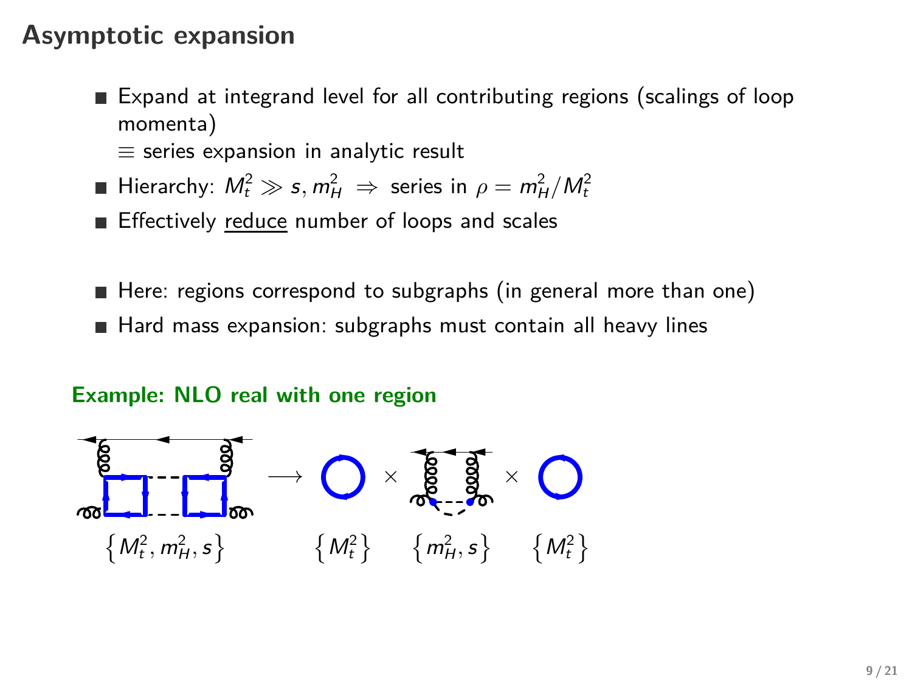# Asymptotic expansion

- Expand at integrand level for all contributing regions (scalings of loop momenta)
  $\equiv$ series expansion in analytic result
- Hierarchy: $M_t^2 \gg s, m_H^2 \Rightarrow$ series in $\rho = m_H^2/M_t^2$
- Effectively reduce number of loops and scales

- Here: regions correspond to subgraphs (in general more than one)
- Hard mass expansion: subgraphs must contain all heavy lines

**Example: NLO real with one region**

$\{M_t^2, m_H^2, s\} \longrightarrow \{M_t^2\} \times \{m_H^2, s\} \times \{M_t^2\}$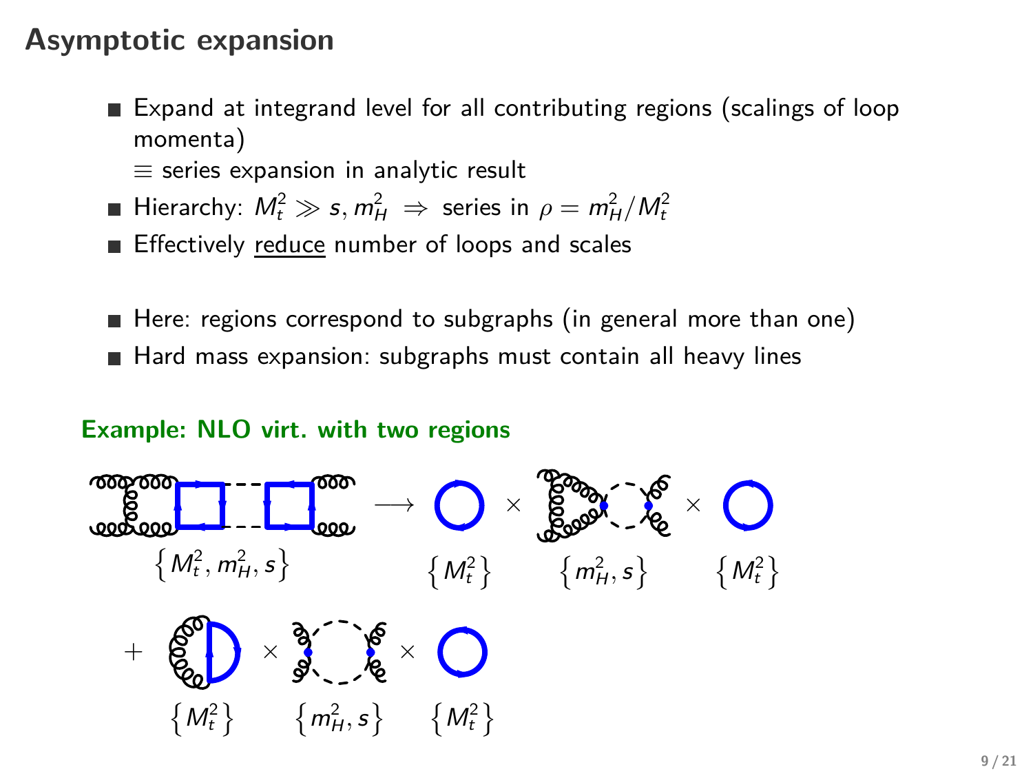# Asymptotic expansion

- Expand at integrand level for all contributing regions (scalings of loop momenta)
  $\equiv$ series expansion in analytic result
- Hierarchy: $M_t^2 \gg s, m_H^2 \;\Rightarrow\;$ series in $\rho = m_H^2/M_t^2$
- Effectively reduce number of loops and scales

- Here: regions correspond to subgraphs (in general more than one)
- Hard mass expansion: subgraphs must contain all heavy lines

**Example: NLO virt. with two regions**

$\{M_t^2, m_H^2, s\}$ $\longrightarrow$ $\{M_t^2\}$ $\times$ $\{m_H^2, s\}$ $\times$ $\{M_t^2\}$

$+$ $\{M_t^2\}$ $\times$ $\{m_H^2, s\}$ $\times$ $\{M_t^2\}$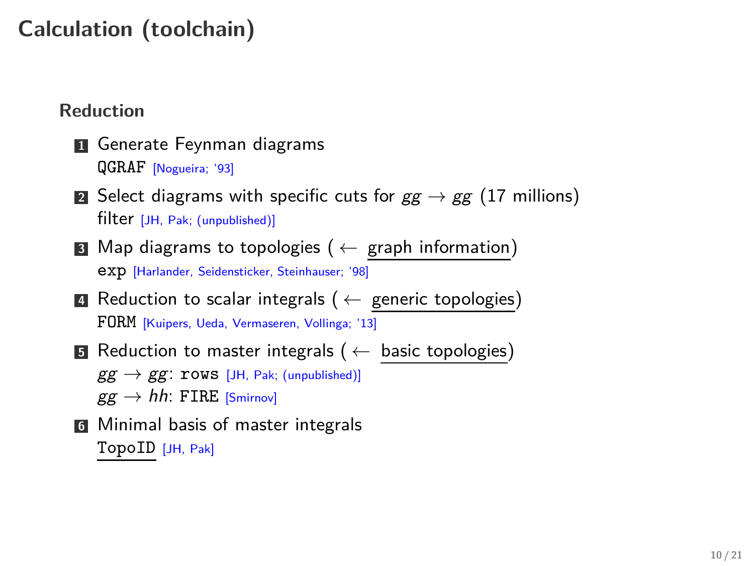# Calculation (toolchain)

## Reduction

1. Generate Feynman diagrams
   `QGRAF` [Nogueira; '93]
2. Select diagrams with specific cuts for $gg \to gg$ (17 millions)
   filter [JH, Pak; (unpublished)]
3. Map diagrams to topologies ( $\leftarrow$ graph information)
   `exp` [Harlander, Seidensticker, Steinhauser; '98]
4. Reduction to scalar integrals ( $\leftarrow$ generic topologies)
   `FORM` [Kuipers, Ueda, Vermaseren, Vollinga; '13]
5. Reduction to master integrals ( $\leftarrow$ basic topologies)
   $gg \to gg$: `rows` [JH, Pak; (unpublished)]
   $gg \to hh$: `FIRE` [Smirnov]
6. Minimal basis of master integrals
   `TopoID` [JH, Pak]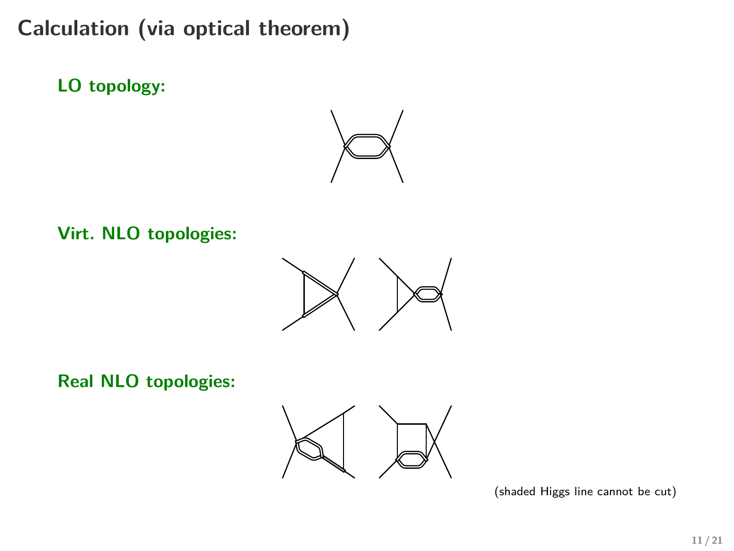# Calculation (via optical theorem)

**LO topology:**

**Virt. NLO topologies:**

**Real NLO topologies:**

(shaded Higgs line cannot be cut)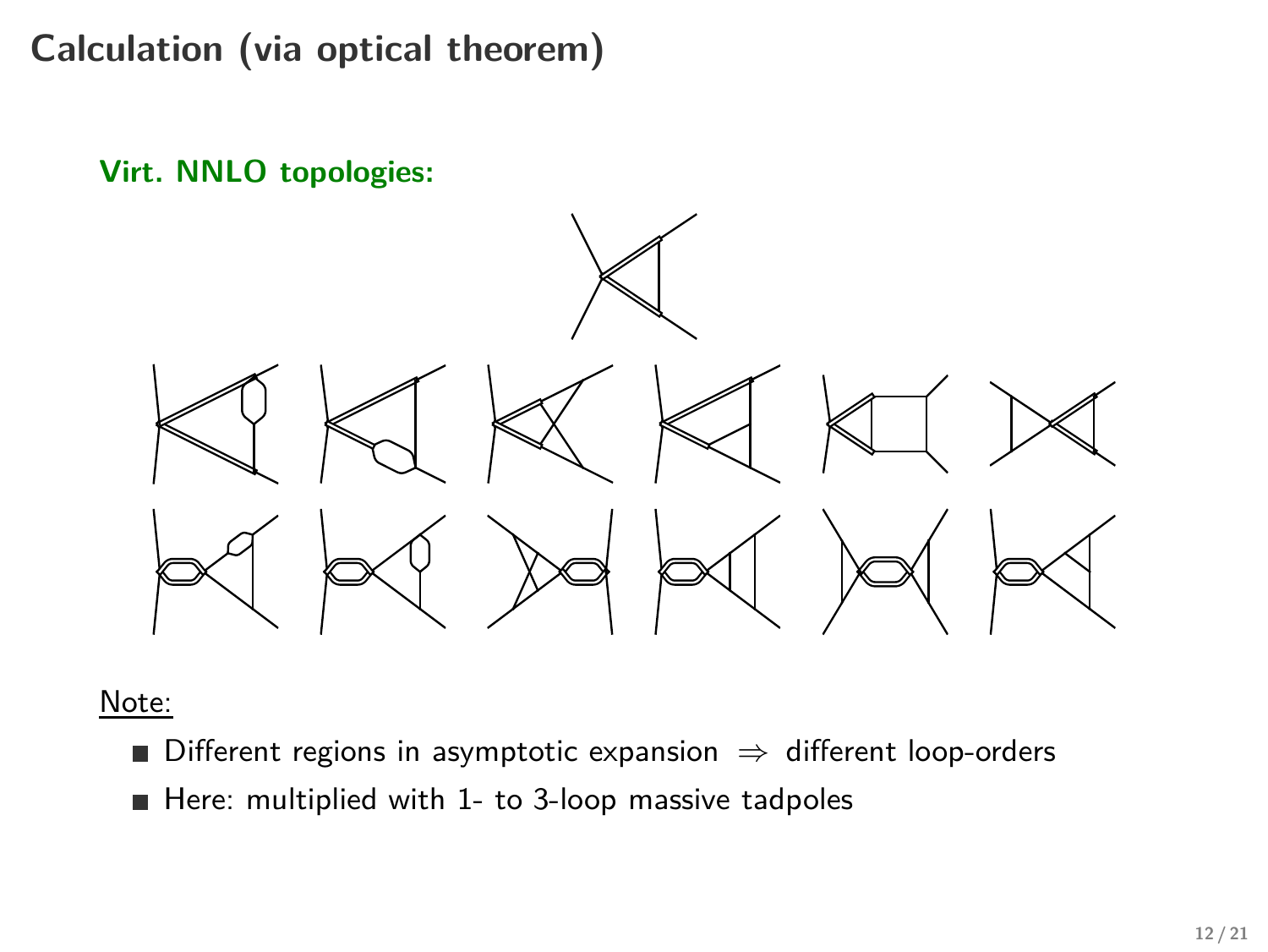# Calculation (via optical theorem)

**Virt. NNLO topologies:**

Note:

- Different regions in asymptotic expansion $\Rightarrow$ different loop-orders
- Here: multiplied with 1- to 3-loop massive tadpoles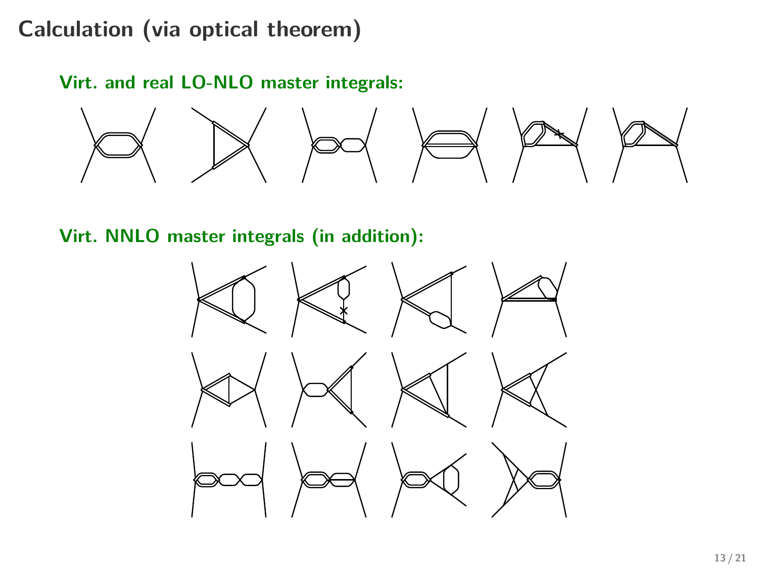# Calculation (via optical theorem)

**Virt. and real LO-NLO master integrals:**

**Virt. NNLO master integrals (in addition):**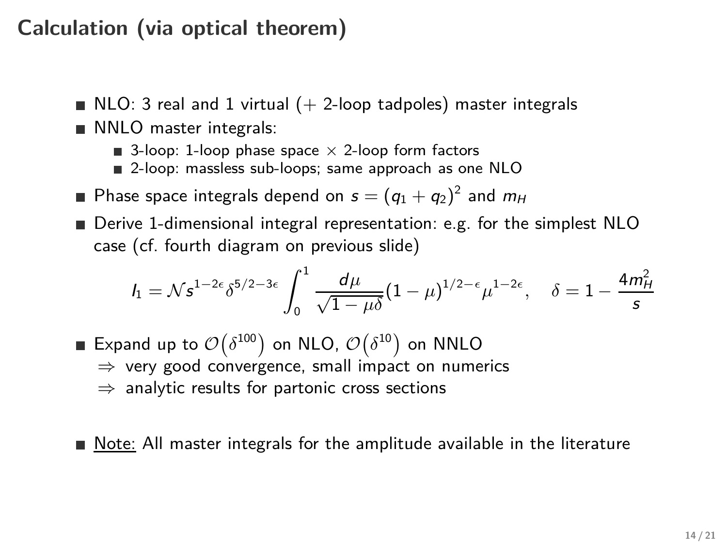# Calculation (via optical theorem)

- NLO: 3 real and 1 virtual (+ 2-loop tadpoles) master integrals
- NNLO master integrals:
  - 3-loop: 1-loop phase space $\times$ 2-loop form factors
  - 2-loop: massless sub-loops; same approach as one NLO
- Phase space integrals depend on $s = (q_1 + q_2)^2$ and $m_H$
- Derive 1-dimensional integral representation: e.g. for the simplest NLO case (cf. fourth diagram on previous slide)

$$I_1 = \mathcal{N} s^{1-2\epsilon} \delta^{5/2-3\epsilon} \int_0^1 \frac{d\mu}{\sqrt{1-\mu\delta}} (1-\mu)^{1/2-\epsilon} \mu^{1-2\epsilon}, \quad \delta = 1 - \frac{4m_H^2}{s}$$

- Expand up to $\mathcal{O}\left(\delta^{100}\right)$ on NLO, $\mathcal{O}\left(\delta^{10}\right)$ on NNLO
  $\Rightarrow$ very good convergence, small impact on numerics
  $\Rightarrow$ analytic results for partonic cross sections

- Note: All master integrals for the amplitude available in the literature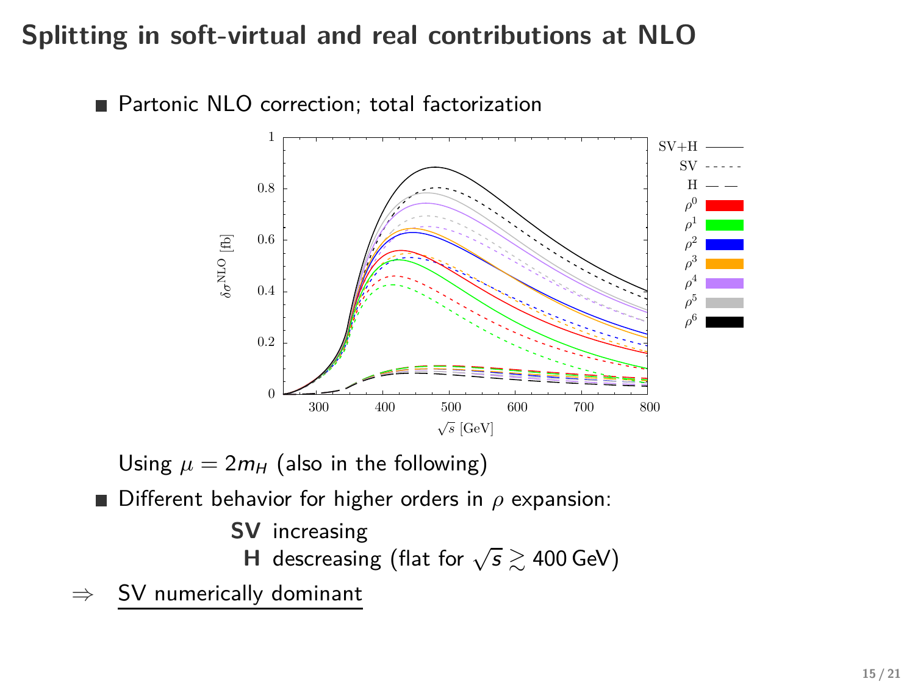# Splitting in soft-virtual and real contributions at NLO

- Partonic NLO correction; total factorization

Using $\mu = 2m_H$ (also in the following)

- Different behavior for higher orders in $\rho$ expansion:

  **SV** increasing

  **H** descreasing (flat for $\sqrt{s} \gtrsim 400\,\text{GeV}$)

$\Rightarrow$ SV numerically dominant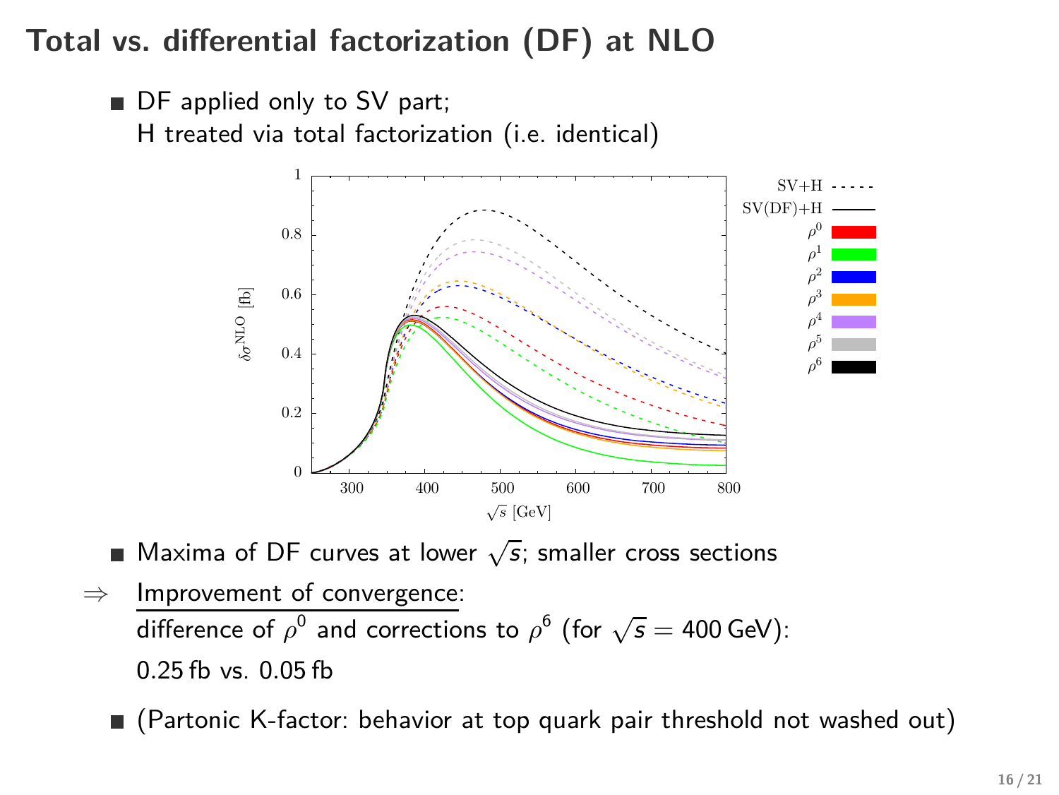# Total vs. differential factorization (DF) at NLO

- DF applied only to SV part;
  H treated via total factorization (i.e. identical)

- Maxima of DF curves at lower $\sqrt{s}$; smaller cross sections

$\Rightarrow$ Improvement of convergence:
difference of $\rho^0$ and corrections to $\rho^6$ (for $\sqrt{s} = 400\,\text{GeV}$):
0.25 fb vs. 0.05 fb

- (Partonic K-factor: behavior at top quark pair threshold not washed out)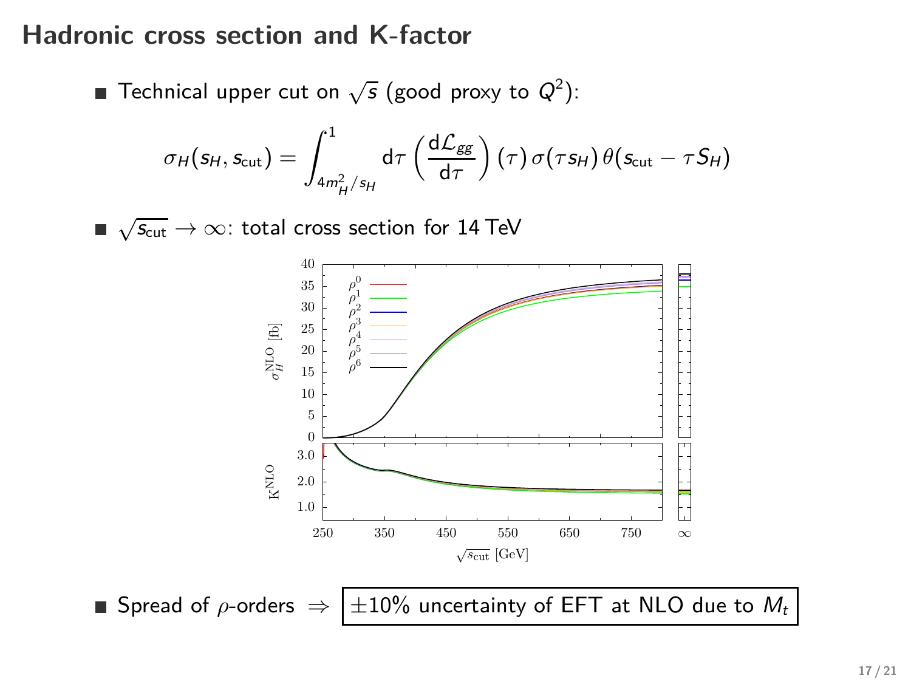## Hadronic cross section and K-factor

- Technical upper cut on $\sqrt{s}$ (good proxy to $Q^2$):

$$\sigma_H(s_H, s_{\text{cut}}) = \int_{4m_H^2/s_H}^{1} \mathrm{d}\tau \left(\frac{\mathrm{d}\mathcal{L}_{gg}}{\mathrm{d}\tau}\right)(\tau)\, \sigma(\tau s_H)\, \theta(s_{\text{cut}} - \tau S_H)$$

- $\sqrt{s_{\text{cut}}} \to \infty$: total cross section for 14 TeV

- Spread of $\rho$-orders $\Rightarrow$ **$\pm 10\%$ uncertainty of EFT at NLO due to $M_t$**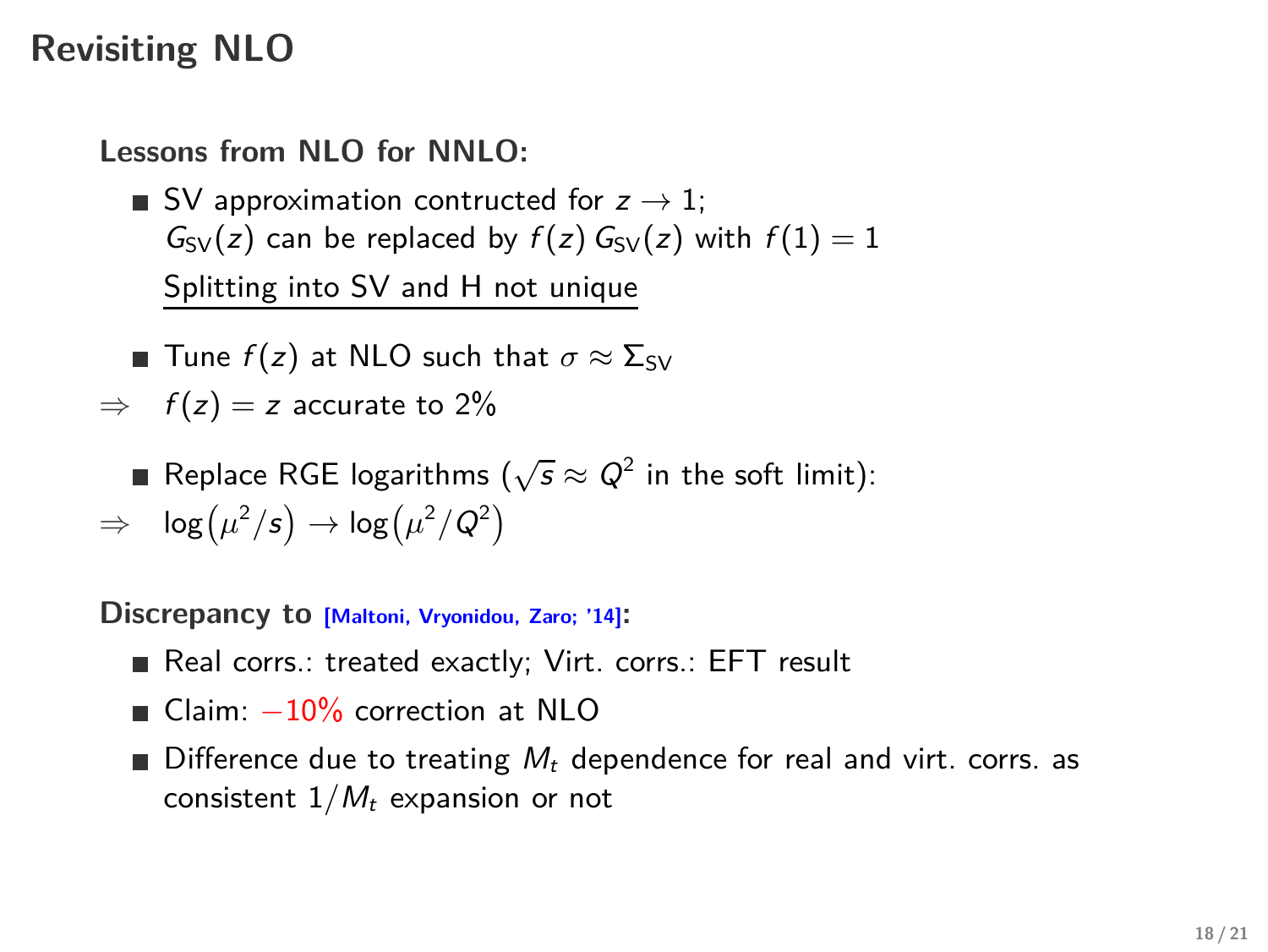# Revisiting NLO

**Lessons from NLO for NNLO:**

- SV approximation contructed for $z \to 1$;
  $G_{\mathrm{SV}}(z)$ can be replaced by $f(z)\, G_{\mathrm{SV}}(z)$ with $f(1) = 1$
  Splitting into SV and H not unique

- Tune $f(z)$ at NLO such that $\sigma \approx \Sigma_{\mathrm{SV}}$

$\Rightarrow$ $f(z) = z$ accurate to 2%

- Replace RGE logarithms ($\sqrt{s} \approx Q^2$ in the soft limit):

$\Rightarrow$ $\log\left(\mu^2/s\right) \to \log\left(\mu^2/Q^2\right)$

**Discrepancy to** [Maltoni, Vryonidou, Zaro; '14]**:**

- Real corrs.: treated exactly; Virt. corrs.: EFT result
- Claim: $-10\%$ correction at NLO
- Difference due to treating $M_t$ dependence for real and virt. corrs. as consistent $1/M_t$ expansion or not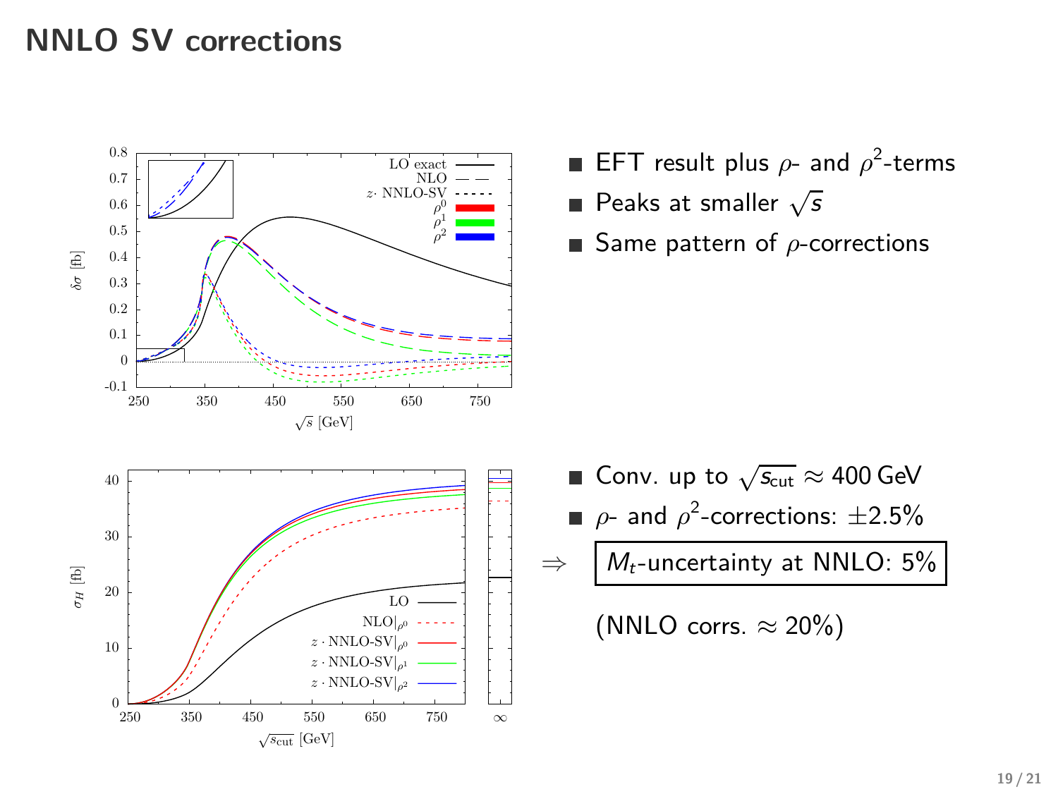# NNLO SV corrections

- EFT result plus $\rho$- and $\rho^2$-terms
- Peaks at smaller $\sqrt{s}$
- Same pattern of $\rho$-corrections

- Conv. up to $\sqrt{s_{\text{cut}}} \approx 400\,\text{GeV}$
- $\rho$- and $\rho^2$-corrections: $\pm 2.5\%$

$\Rightarrow$ **$M_t$-uncertainty at NNLO: 5%**

(NNLO corrs. $\approx 20\%$)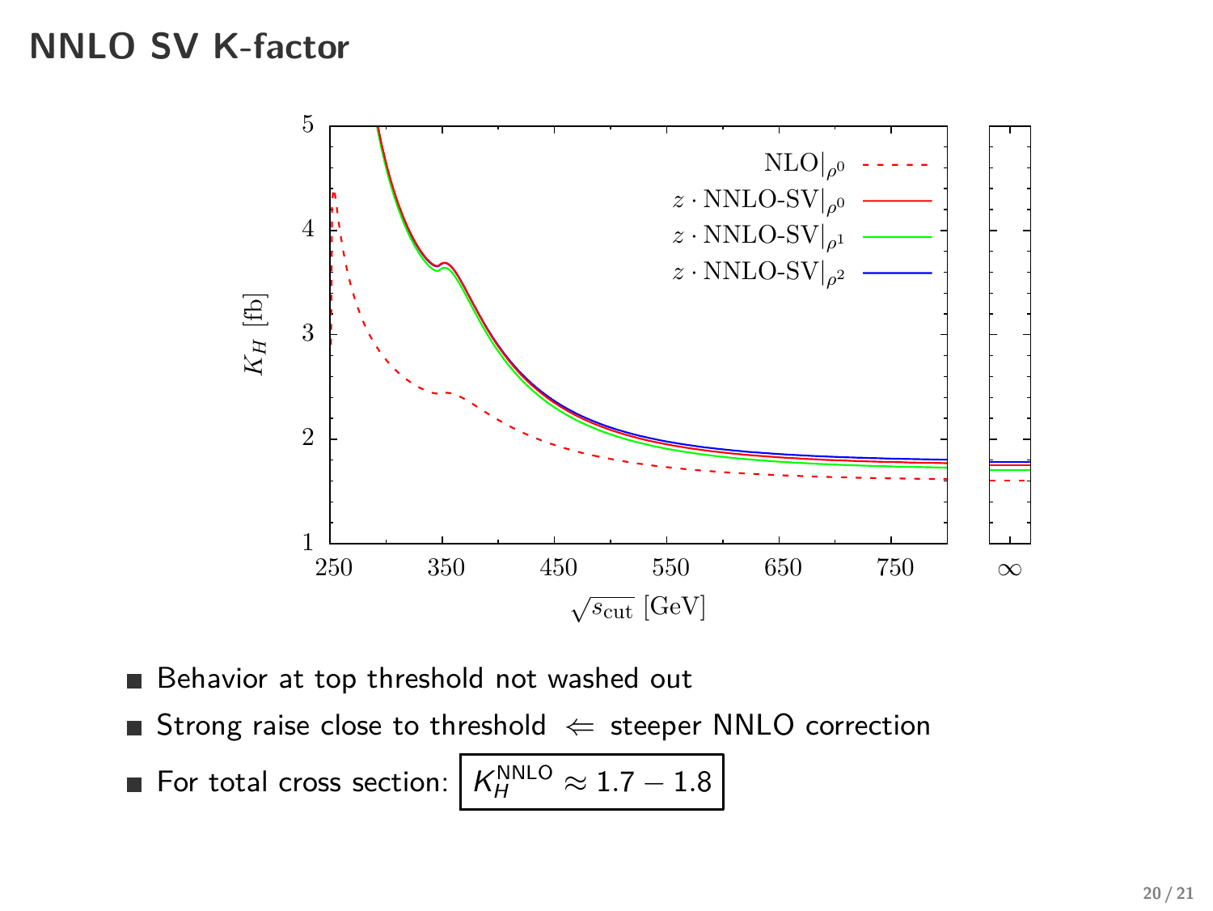## NNLO SV K-factor

- Behavior at top threshold not washed out
- Strong raise close to threshold $\Leftarrow$ steeper NNLO correction
- For total cross section: $\boxed{K_H^{\text{NNLO}} \approx 1.7 - 1.8}$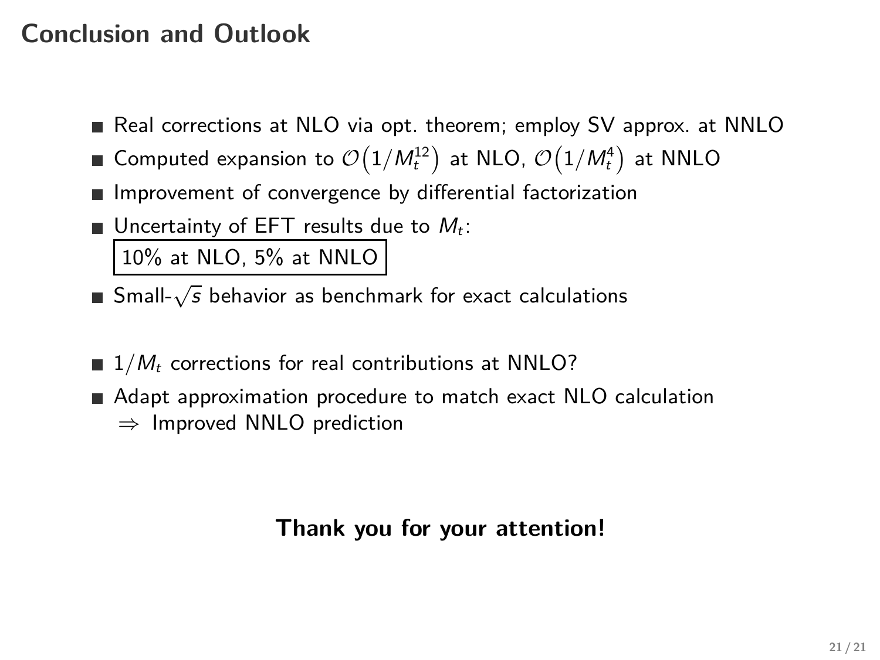# Conclusion and Outlook

- Real corrections at NLO via opt. theorem; employ SV approx. at NNLO
- Computed expansion to $\mathcal{O}\left(1/M_t^{12}\right)$ at NLO, $\mathcal{O}\left(1/M_t^{4}\right)$ at NNLO
- Improvement of convergence by differential factorization
- Uncertainty of EFT results due to $M_t$:
  10% at NLO, 5% at NNLO
- Small-$\sqrt{s}$ behavior as benchmark for exact calculations

- $1/M_t$ corrections for real contributions at NNLO?
- Adapt approximation procedure to match exact NLO calculation
  $\Rightarrow$ Improved NNLO prediction

**Thank you for your attention!**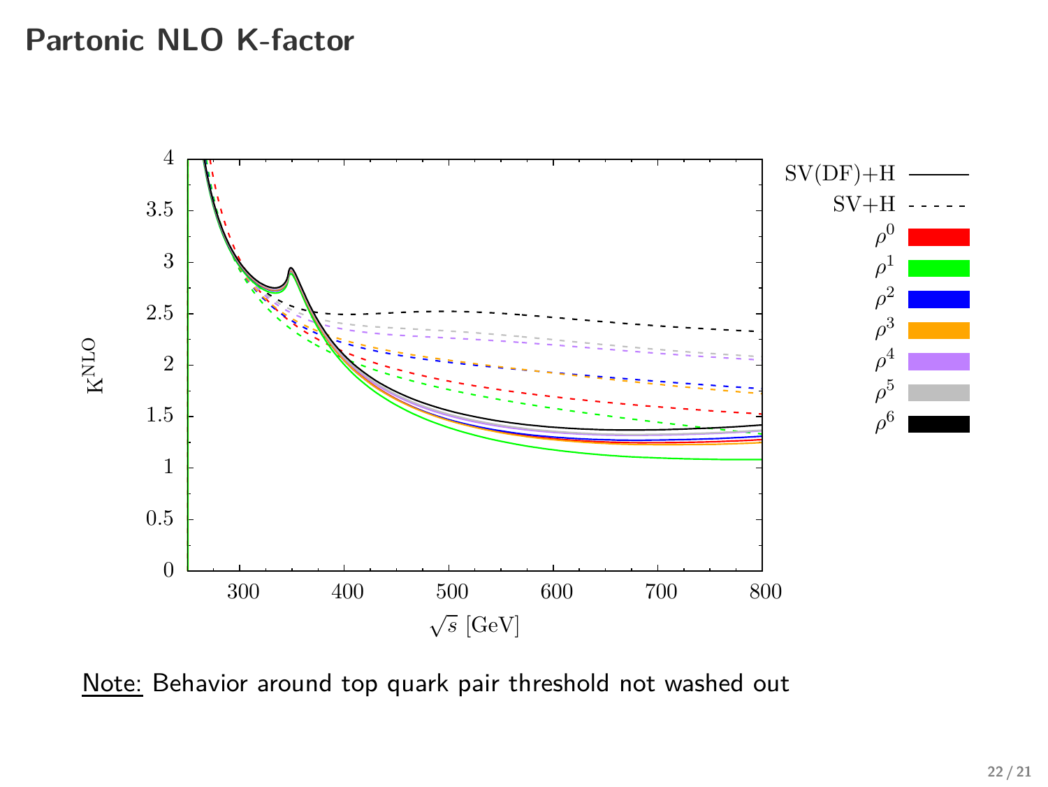# Partonic NLO K-factor

Note: Behavior around top quark pair threshold not washed out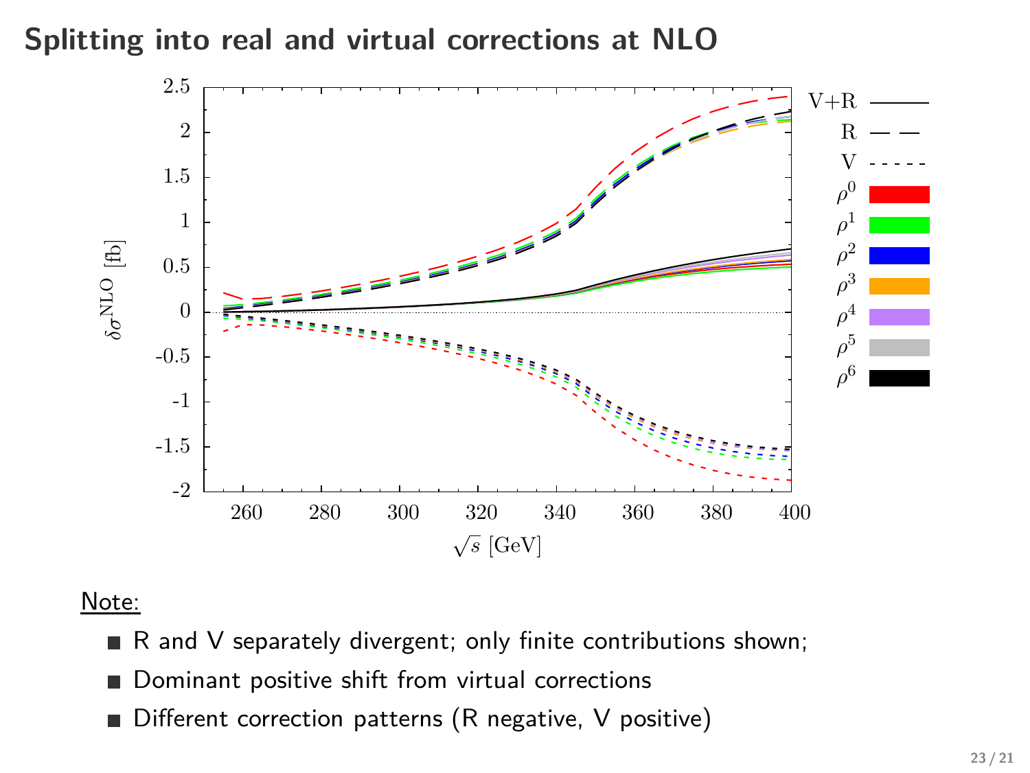## Splitting into real and virtual corrections at NLO

Note:

- R and V separately divergent; only finite contributions shown;
- Dominant positive shift from virtual corrections
- Different correction patterns (R negative, V positive)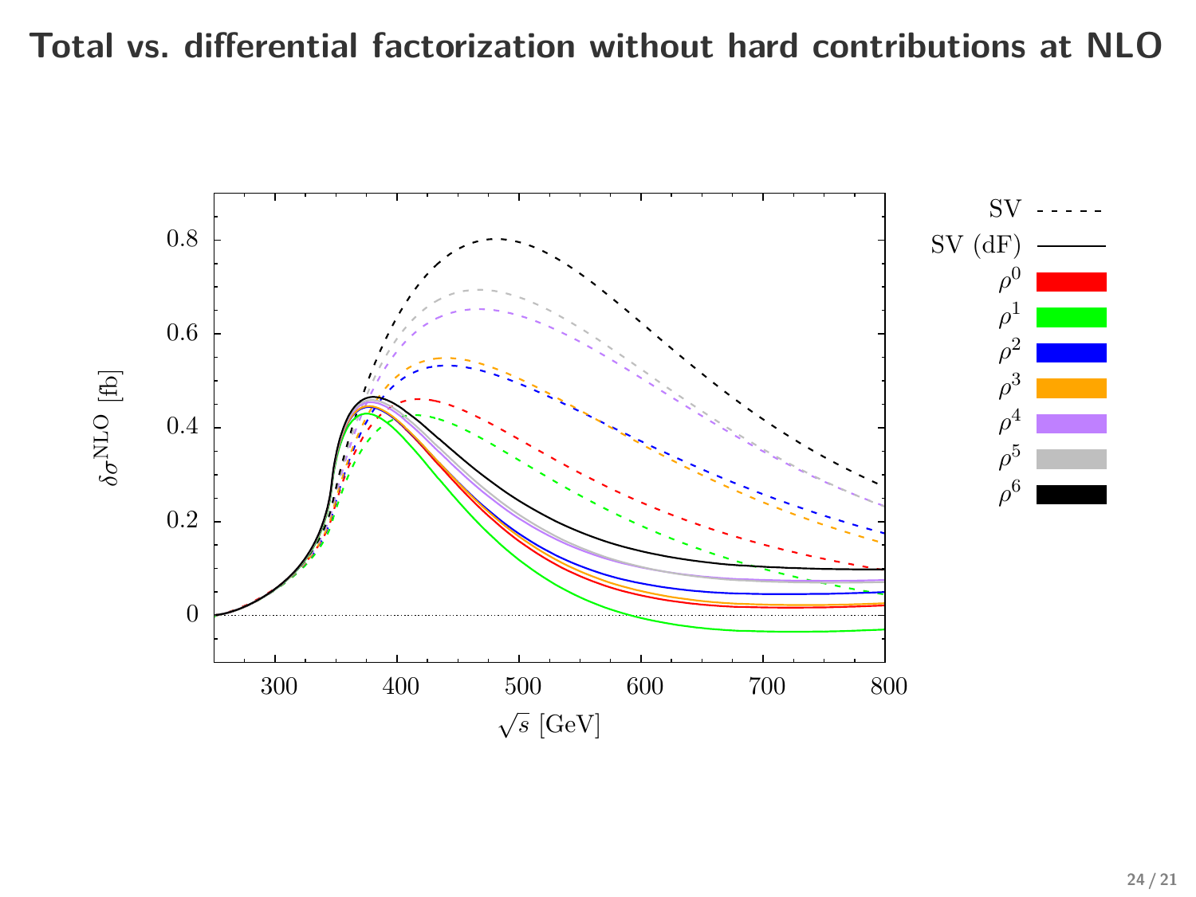# Total vs. differential factorization without hard contributions at NLO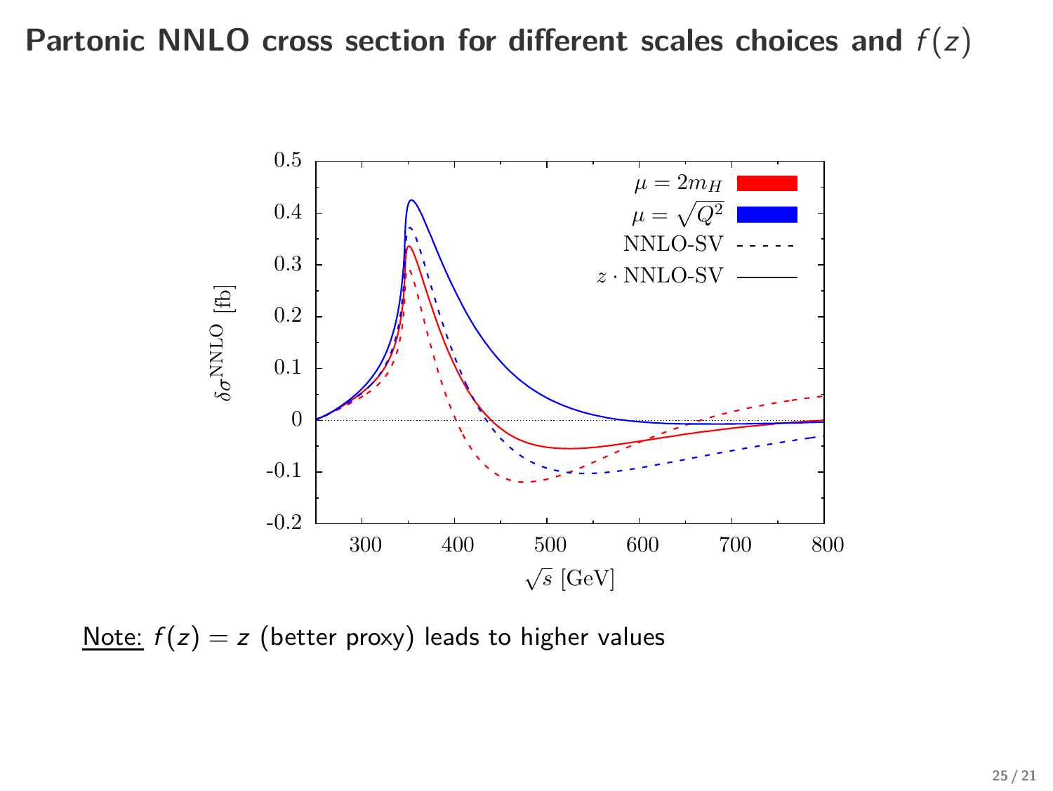# Partonic NNLO cross section for different scales choices and $f(z)$

$\delta\sigma^{\rm NNLO}$ [fb]

0.5
0.4
0.3
0.2
0.1
0
-0.1
-0.2

300
400
500
600
700
800

$\sqrt{s}$ [GeV]

$\mu = 2m_H$

$\mu = \sqrt{Q^2}$

NNLO-SV

$z \cdot$ NNLO-SV

Note: $f(z) = z$ (better proxy) leads to higher values